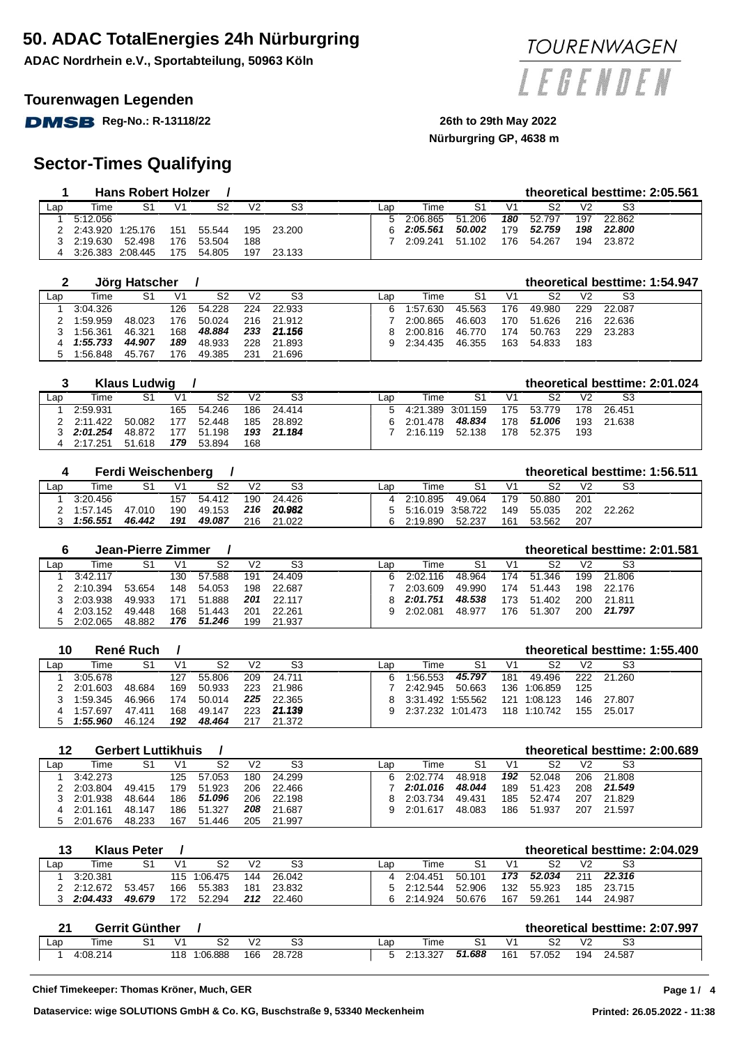# 50. ADAC TotalEnergies 24h Nürburgring

**ADAC Nordrhein e.V., Sportabteilung, 50963 Köln**

## Tourenwagen Legenden

DMSB Reg-No.: R-13118/22

**26th to 29th May 2022**

**Nürburgring GP, 4638 m**

## Sector-Times Qualifying

### 1 Hans Robert Holzer /

**theoretical besttime: 2:05.561**

| Lap | Time | S1 | V1 | S2 | V2 | S3 | Lap | Time | S1 | V1 | S2 | V2 | S3 |
|---|---|---|---|---|---|---|---|---|---|---|---|---|---|
| 1 | 5:12.056 | | | | | | 5 | 2:06.865 | 51.206 | ***180*** | 52.797 | 197 | 22.862 |
| 2 | 2:43.920 | 1:25.176 | 151 | 55.544 | 195 | 23.200 | 6 | ***2:05.561*** | ***50.002*** | 179 | ***52.759*** | ***198*** | ***22.800*** |
| 3 | 2:19.630 | 52.498 | 176 | 53.504 | 188 | | 7 | 2:09.241 | 51.102 | 176 | 54.267 | 194 | 23.872 |
| 4 | 3:26.383 | 2:08.445 | 175 | 54.805 | 197 | 23.133 | | | | | | | |

### 2 Jörg Hatscher /

**theoretical besttime: 1:54.947**

| Lap | Time | S1 | V1 | S2 | V2 | S3 | Lap | Time | S1 | V1 | S2 | V2 | S3 |
|---|---|---|---|---|---|---|---|---|---|---|---|---|---|
| 1 | 3:04.326 | | 126 | 54.228 | 224 | 22.933 | 6 | 1:57.630 | 45.563 | 176 | 49.980 | 229 | 22.087 |
| 2 | 1:59.959 | 48.023 | 176 | 50.024 | 216 | 21.912 | 7 | 2:00.865 | 46.603 | 170 | 51.626 | 216 | 22.636 |
| 3 | 1:56.361 | 46.321 | 168 | ***48.884*** | ***233*** | ***21.156*** | 8 | 2:00.816 | 46.770 | 174 | 50.763 | 229 | 23.283 |
| 4 | ***1:55.733*** | ***44.907*** | ***189*** | 48.933 | 228 | 21.893 | 9 | 2:34.435 | 46.355 | 163 | 54.833 | 183 | |
| 5 | 1:56.848 | 45.767 | 176 | 49.385 | 231 | 21.696 | | | | | | | |

### 3 Klaus Ludwig /

**theoretical besttime: 2:01.024**

| Lap | Time | S1 | V1 | S2 | V2 | S3 | Lap | Time | S1 | V1 | S2 | V2 | S3 |
|---|---|---|---|---|---|---|---|---|---|---|---|---|---|
| 1 | 2:59.931 | | 165 | 54.246 | 186 | 24.414 | 5 | 4:21.389 | 3:01.159 | 175 | 53.779 | 178 | 26.451 |
| 2 | 2:11.422 | 50.082 | 177 | 52.448 | 185 | 28.892 | 6 | 2:01.478 | ***48.834*** | 178 | ***51.006*** | 193 | 21.638 |
| 3 | ***2:01.254*** | 48.872 | 177 | 51.198 | ***193*** | ***21.184*** | 7 | 2:16.119 | 52.138 | 178 | 52.375 | 193 | |
| 4 | 2:17.251 | 51.618 | ***179*** | 53.894 | 168 | | | | | | | | |

### 4 Ferdi Weischenberg /

**theoretical besttime: 1:56.511**

| Lap | Time | S1 | V1 | S2 | V2 | S3 | Lap | Time | S1 | V1 | S2 | V2 | S3 |
|---|---|---|---|---|---|---|---|---|---|---|---|---|---|
| 1 | 3:20.456 | | 157 | 54.412 | 190 | 24.426 | 4 | 2:10.895 | 49.064 | 179 | 50.880 | 201 | |
| 2 | 1:57.145 | 47.010 | 190 | 49.153 | ***216*** | ***20.982*** | 5 | 5:16.019 | 3:58.722 | 149 | 55.035 | 202 | 22.262 |
| 3 | ***1:56.551*** | ***46.442*** | ***191*** | ***49.087*** | 216 | 21.022 | 6 | 2:19.890 | 52.237 | 161 | 53.562 | 207 | |

### 6 Jean-Pierre Zimmer /

**theoretical besttime: 2:01.581**

| Lap | Time | S1 | V1 | S2 | V2 | S3 | Lap | Time | S1 | V1 | S2 | V2 | S3 |
|---|---|---|---|---|---|---|---|---|---|---|---|---|---|
| 1 | 3:42.117 | | 130 | 57.588 | 191 | 24.409 | 6 | 2:02.116 | 48.964 | 174 | 51.346 | 199 | 21.806 |
| 2 | 2:10.394 | 53.654 | 148 | 54.053 | 198 | 22.687 | 7 | 2:03.609 | 49.990 | 174 | 51.443 | 198 | 22.176 |
| 3 | 2:03.938 | 49.933 | 171 | 51.888 | ***201*** | 22.117 | 8 | ***2:01.751*** | ***48.538*** | 173 | 51.402 | 200 | 21.811 |
| 4 | 2:03.152 | 49.448 | 168 | 51.443 | 201 | 22.261 | 9 | 2:02.081 | 48.977 | 176 | 51.307 | 200 | ***21.797*** |
| 5 | 2:02.065 | 48.882 | ***176*** | ***51.246*** | 199 | 21.937 | | | | | | | |

### 10 René Ruch /

**theoretical besttime: 1:55.400**

| Lap | Time | S1 | V1 | S2 | V2 | S3 | Lap | Time | S1 | V1 | S2 | V2 | S3 |
|---|---|---|---|---|---|---|---|---|---|---|---|---|---|
| 1 | 3:05.678 | | 127 | 55.806 | 209 | 24.711 | 6 | 1:56.553 | ***45.797*** | 181 | 49.496 | 222 | 21.260 |
| 2 | 2:01.603 | 48.684 | 169 | 50.933 | 223 | 21.986 | 7 | 2:42.945 | 50.663 | 136 | 1:06.859 | 125 | |
| 3 | 1:59.345 | 46.966 | 174 | 50.014 | ***225*** | 22.365 | 8 | 3:31.492 | 1:55.562 | 121 | 1:08.123 | 146 | 27.807 |
| 4 | 1:57.697 | 47.411 | 168 | 49.147 | 223 | ***21.139*** | 9 | 2:37.232 | 1:01.473 | 118 | 1:10.742 | 155 | 25.017 |
| 5 | ***1:55.960*** | 46.124 | ***192*** | ***48.464*** | 217 | 21.372 | | | | | | | |

### 12 Gerbert Luttikhuis /

**theoretical besttime: 2:00.689**

| Lap | Time | S1 | V1 | S2 | V2 | S3 | Lap | Time | S1 | V1 | S2 | V2 | S3 |
|---|---|---|---|---|---|---|---|---|---|---|---|---|---|
| 1 | 3:42.273 | | 125 | 57.053 | 180 | 24.299 | 6 | 2:02.774 | 48.918 | ***192*** | 52.048 | 206 | 21.808 |
| 2 | 2:03.804 | 49.415 | 179 | 51.923 | 206 | 22.466 | 7 | ***2:01.016*** | ***48.044*** | 189 | 51.423 | 208 | ***21.549*** |
| 3 | 2:01.938 | 48.644 | 186 | ***51.096*** | 206 | 22.198 | 8 | 2:03.734 | 49.431 | 185 | 52.474 | 207 | 21.829 |
| 4 | 2:01.161 | 48.147 | 186 | 51.327 | ***208*** | 21.687 | 9 | 2:01.617 | 48.083 | 186 | 51.937 | 207 | 21.597 |
| 5 | 2:01.676 | 48.233 | 167 | 51.446 | 205 | 21.997 | | | | | | | |

### 13 Klaus Peter /

**theoretical besttime: 2:04.029**

| Lap | Time | S1 | V1 | S2 | V2 | S3 | Lap | Time | S1 | V1 | S2 | V2 | S3 |
|---|---|---|---|---|---|---|---|---|---|---|---|---|---|
| 1 | 3:20.381 | | 115 | 1:06.475 | 144 | 26.042 | 4 | 2:04.451 | 50.101 | ***173*** | ***52.034*** | 211 | ***22.316*** |
| 2 | 2:12.672 | 53.457 | 166 | 55.383 | 181 | 23.832 | 5 | 2:12.544 | 52.906 | 132 | 55.923 | 185 | 23.715 |
| 3 | ***2:04.433*** | ***49.679*** | 172 | 52.294 | ***212*** | 22.460 | 6 | 2:14.924 | 50.676 | 167 | 59.261 | 144 | 24.987 |

### 21 Gerrit Günther /

**theoretical besttime: 2:07.997**

| Lap | Time | S1 | V1 | S2 | V2 | S3 | Lap | Time | S1 | V1 | S2 | V2 | S3 |
|---|---|---|---|---|---|---|---|---|---|---|---|---|---|
| 1 | 4:08.214 | | 118 | 1:06.888 | 166 | 28.728 | 5 | 2:13.327 | ***51.688*** | 161 | 57.052 | 194 | 24.587 |

**Chief Timekeeper: Thomas Kröner, Much, GER**

**Dataservice: wige SOLUTIONS GmbH & Co. KG, Buschstraße 9, 53340 Meckenheim**

**Printed: 26.05.2022 - 11:38**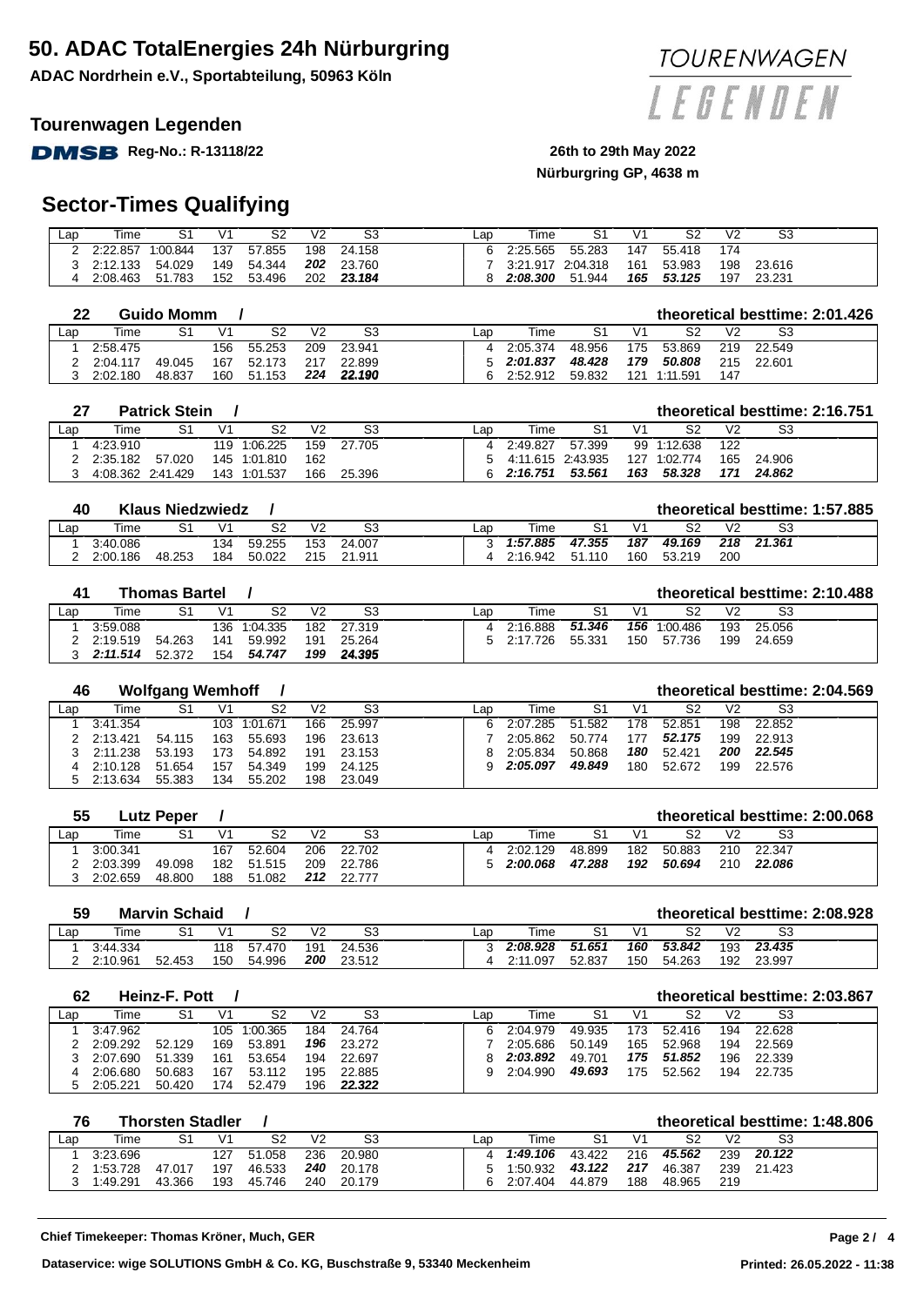# 50. ADAC TotalEnergies 24h Nürburgring

**ADAC Nordrhein e.V., Sportabteilung, 50963 Köln**

**Tourenwagen Legenden**

**Reg-No.: R-13118/22**

**26th to 29th May 2022**

**Nürburgring GP, 4638 m**

## Sector-Times Qualifying

| Lap | Time | S1 | V1 | S2 | V2 | S3 | Lap | Time | S1 | V1 | S2 | V2 | S3 |
|---|---|---|---|---|---|---|---|---|---|---|---|---|---|
| 2 | 2:22.857 | 1:00.844 | 137 | 57.855 | 198 | 24.158 | 6 | 2:25.565 | 55.283 | 147 | 55.418 | 174 | |
| 3 | 2:12.133 | 54.029 | 149 | 54.344 | ***202*** | 23.760 | 7 | 3:21.917 | 2:04.318 | 161 | 53.983 | 198 | 23.616 |
| 4 | 2:08.463 | 51.783 | 152 | 53.496 | 202 | ***23.184*** | 8 | ***2:08.300*** | 51.944 | ***165*** | ***53.125*** | 197 | 23.231 |

### 22 Guido Momm / — theoretical besttime: 2:01.426

| Lap | Time | S1 | V1 | S2 | V2 | S3 | Lap | Time | S1 | V1 | S2 | V2 | S3 |
|---|---|---|---|---|---|---|---|---|---|---|---|---|---|
| 1 | 2:58.475 | | 156 | 55.253 | 209 | 23.941 | 4 | 2:05.374 | 48.956 | 175 | 53.869 | 219 | 22.549 |
| 2 | 2:04.117 | 49.045 | 167 | 52.173 | 217 | 22.899 | 5 | ***2:01.837*** | ***48.428*** | ***179*** | ***50.808*** | 215 | 22.601 |
| 3 | 2:02.180 | 48.837 | 160 | 51.153 | ***224*** | ***22.190*** | 6 | 2:52.912 | 59.832 | 121 | 1:11.591 | 147 | |

### 27 Patrick Stein / — theoretical besttime: 2:16.751

| Lap | Time | S1 | V1 | S2 | V2 | S3 | Lap | Time | S1 | V1 | S2 | V2 | S3 |
|---|---|---|---|---|---|---|---|---|---|---|---|---|---|
| 1 | 4:23.910 | | 119 | 1:06.225 | 159 | 27.705 | 4 | 2:49.827 | 57.399 | 99 | 1:12.638 | 122 | |
| 2 | 2:35.182 | 57.020 | 145 | 1:01.810 | 162 | | 5 | 4:11.615 | 2:43.935 | 127 | 1:02.774 | 165 | 24.906 |
| 3 | 4:08.362 | 2:41.429 | 143 | 1:01.537 | 166 | 25.396 | 6 | ***2:16.751*** | ***53.561*** | ***163*** | ***58.328*** | ***171*** | ***24.862*** |

### 40 Klaus Niedzwiedz / — theoretical besttime: 1:57.885

| Lap | Time | S1 | V1 | S2 | V2 | S3 | Lap | Time | S1 | V1 | S2 | V2 | S3 |
|---|---|---|---|---|---|---|---|---|---|---|---|---|---|
| 1 | 3:40.086 | | 134 | 59.255 | 153 | 24.007 | 3 | ***1:57.885*** | ***47.355*** | ***187*** | ***49.169*** | ***218*** | ***21.361*** |
| 2 | 2:00.186 | 48.253 | 184 | 50.022 | 215 | 21.911 | 4 | 2:16.942 | 51.110 | 160 | 53.219 | 200 | |

### 41 Thomas Bartel / — theoretical besttime: 2:10.488

| Lap | Time | S1 | V1 | S2 | V2 | S3 | Lap | Time | S1 | V1 | S2 | V2 | S3 |
|---|---|---|---|---|---|---|---|---|---|---|---|---|---|
| 1 | 3:59.088 | | 136 | 1:04.335 | 182 | 27.319 | 4 | 2:16.888 | ***51.346*** | ***156*** | 1:00.486 | 193 | 25.056 |
| 2 | 2:19.519 | 54.263 | 141 | 59.992 | 191 | 25.264 | 5 | 2:17.726 | 55.331 | 150 | 57.736 | 199 | 24.659 |
| 3 | ***2:11.514*** | 52.372 | 154 | ***54.747*** | ***199*** | ***24.395*** | | | | | | | |

### 46 Wolfgang Wemhoff / — theoretical besttime: 2:04.569

| Lap | Time | S1 | V1 | S2 | V2 | S3 | Lap | Time | S1 | V1 | S2 | V2 | S3 |
|---|---|---|---|---|---|---|---|---|---|---|---|---|---|
| 1 | 3:41.354 | | 103 | 1:01.671 | 166 | 25.997 | 6 | 2:07.285 | 51.582 | 178 | 52.851 | 198 | 22.852 |
| 2 | 2:13.421 | 54.115 | 163 | 55.693 | 196 | 23.613 | 7 | 2:05.862 | 50.774 | 177 | ***52.175*** | 199 | 22.913 |
| 3 | 2:11.238 | 53.193 | 173 | 54.892 | 191 | 23.153 | 8 | 2:05.834 | 50.868 | ***180*** | 52.421 | ***200*** | ***22.545*** |
| 4 | 2:10.128 | 51.654 | 157 | 54.349 | 199 | 24.125 | 9 | ***2:05.097*** | ***49.849*** | 180 | 52.672 | 199 | 22.576 |
| 5 | 2:13.634 | 55.383 | 134 | 55.202 | 198 | 23.049 | | | | | | | |

### 55 Lutz Peper / — theoretical besttime: 2:00.068

| Lap | Time | S1 | V1 | S2 | V2 | S3 | Lap | Time | S1 | V1 | S2 | V2 | S3 |
|---|---|---|---|---|---|---|---|---|---|---|---|---|---|
| 1 | 3:00.341 | | 167 | 52.604 | 206 | 22.702 | 4 | 2:02.129 | 48.899 | 182 | 50.883 | 210 | 22.347 |
| 2 | 2:03.399 | 49.098 | 182 | 51.515 | 209 | 22.786 | 5 | ***2:00.068*** | ***47.288*** | ***192*** | ***50.694*** | 210 | ***22.086*** |
| 3 | 2:02.659 | 48.800 | 188 | 51.082 | ***212*** | 22.777 | | | | | | | |

### 59 Marvin Schaid / — theoretical besttime: 2:08.928

| Lap | Time | S1 | V1 | S2 | V2 | S3 | Lap | Time | S1 | V1 | S2 | V2 | S3 |
|---|---|---|---|---|---|---|---|---|---|---|---|---|---|
| 1 | 3:44.334 | | 118 | 57.470 | 191 | 24.536 | 3 | ***2:08.928*** | ***51.651*** | ***160*** | ***53.842*** | 193 | ***23.435*** |
| 2 | 2:10.961 | 52.453 | 150 | 54.996 | ***200*** | 23.512 | 4 | 2:11.097 | 52.837 | 150 | 54.263 | 192 | 23.997 |

### 62 Heinz-F. Pott / — theoretical besttime: 2:03.867

| Lap | Time | S1 | V1 | S2 | V2 | S3 | Lap | Time | S1 | V1 | S2 | V2 | S3 |
|---|---|---|---|---|---|---|---|---|---|---|---|---|---|
| 1 | 3:47.962 | | 105 | 1:00.365 | 184 | 24.764 | 6 | 2:04.979 | 49.935 | 173 | 52.416 | 194 | 22.628 |
| 2 | 2:09.292 | 52.129 | 169 | 53.891 | ***196*** | 23.272 | 7 | 2:05.686 | 50.149 | 165 | 52.968 | 194 | 22.569 |
| 3 | 2:07.690 | 51.339 | 161 | 53.654 | 194 | 22.697 | 8 | ***2:03.892*** | 49.701 | ***175*** | ***51.852*** | 196 | 22.339 |
| 4 | 2:06.680 | 50.683 | 167 | 53.112 | 195 | 22.885 | 9 | 2:04.990 | ***49.693*** | 175 | 52.562 | 194 | 22.735 |
| 5 | 2:05.221 | 50.420 | 174 | 52.479 | 196 | ***22.322*** | | | | | | | |

### 76 Thorsten Stadler / — theoretical besttime: 1:48.806

| Lap | Time | S1 | V1 | S2 | V2 | S3 | Lap | Time | S1 | V1 | S2 | V2 | S3 |
|---|---|---|---|---|---|---|---|---|---|---|---|---|---|
| 1 | 3:23.696 | | 127 | 51.058 | 236 | 20.980 | 4 | ***1:49.106*** | 43.422 | 216 | ***45.562*** | 239 | ***20.122*** |
| 2 | 1:53.728 | 47.017 | 197 | 46.533 | ***240*** | 20.178 | 5 | 1:50.932 | ***43.122*** | ***217*** | 46.387 | 239 | 21.423 |
| 3 | 1:49.291 | 43.366 | 193 | 45.746 | 240 | 20.179 | 6 | 2:07.404 | 44.879 | 188 | 48.965 | 219 | |

**Chief Timekeeper: Thomas Kröner, Much, GER**

**Dataservice: wige SOLUTIONS GmbH & Co. KG, Buschstraße 9, 53340 Meckenheim**

**Printed: 26.05.2022 - 11:38**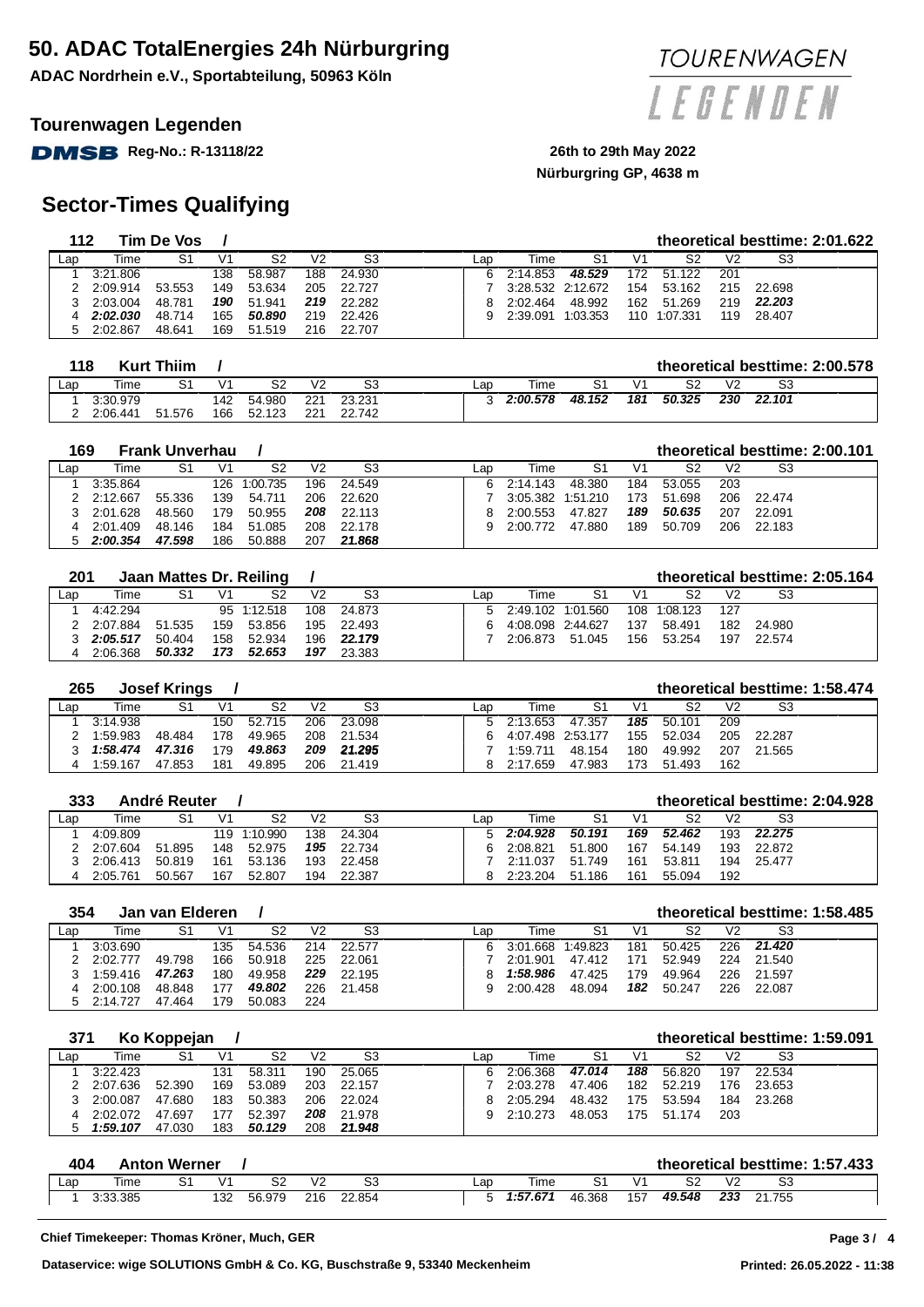# 50. ADAC TotalEnergies 24h Nürburgring

**ADAC Nordrhein e.V., Sportabteilung, 50963 Köln**

## Tourenwagen Legenden

**Reg-No.: R-13118/22**

**26th to 29th May 2022**

**Nürburgring GP, 4638 m**

## Sector-Times Qualifying

### 112 Tim De Vos / — theoretical besttime: 2:01.622

| Lap | Time | S1 | V1 | S2 | V2 | S3 | Lap | Time | S1 | V1 | S2 | V2 | S3 |
|---|---|---|---|---|---|---|---|---|---|---|---|---|---|
| 1 | 3:21.806 | | 138 | 58.987 | 188 | 24.930 | 6 | 2:14.853 | ***48.529*** | 172 | 51.122 | 201 | |
| 2 | 2:09.914 | 53.553 | 149 | 53.634 | 205 | 22.727 | 7 | 3:28.532 | 2:12.672 | 154 | 53.162 | 215 | 22.698 |
| 3 | 2:03.004 | 48.781 | ***190*** | 51.941 | ***219*** | 22.282 | 8 | 2:02.464 | 48.992 | 162 | 51.269 | 219 | ***22.203*** |
| 4 | ***2:02.030*** | 48.714 | 165 | ***50.890*** | 219 | 22.426 | 9 | 2:39.091 | 1:03.353 | 110 | 1:07.331 | 119 | 28.407 |
| 5 | 2:02.867 | 48.641 | 169 | 51.519 | 216 | 22.707 | | | | | | | |

### 118 Kurt Thiim / — theoretical besttime: 2:00.578

| Lap | Time | S1 | V1 | S2 | V2 | S3 | Lap | Time | S1 | V1 | S2 | V2 | S3 |
|---|---|---|---|---|---|---|---|---|---|---|---|---|---|
| 1 | 3:30.979 | | 142 | 54.980 | 221 | 23.231 | 3 | ***2:00.578*** | ***48.152*** | ***181*** | ***50.325*** | ***230*** | ***22.101*** |
| 2 | 2:06.441 | 51.576 | 166 | 52.123 | 221 | 22.742 | | | | | | | |

### 169 Frank Unverhau / — theoretical besttime: 2:00.101

| Lap | Time | S1 | V1 | S2 | V2 | S3 | Lap | Time | S1 | V1 | S2 | V2 | S3 |
|---|---|---|---|---|---|---|---|---|---|---|---|---|---|
| 1 | 3:35.864 | | 126 | 1:00.735 | 196 | 24.549 | 6 | 2:14.143 | 48.380 | 184 | 53.055 | 203 | |
| 2 | 2:12.667 | 55.336 | 139 | 54.711 | 206 | 22.620 | 7 | 3:05.382 | 1:51.210 | 173 | 51.698 | 206 | 22.474 |
| 3 | 2:01.628 | 48.560 | 179 | 50.955 | ***208*** | 22.113 | 8 | 2:00.553 | 47.827 | ***189*** | ***50.635*** | 207 | 22.091 |
| 4 | 2:01.409 | 48.146 | 184 | 51.085 | 208 | 22.178 | 9 | 2:00.772 | 47.880 | 189 | 50.709 | 206 | 22.183 |
| 5 | ***2:00.354*** | ***47.598*** | 186 | 50.888 | 207 | ***21.868*** | | | | | | | |

### 201 Jaan Mattes Dr. Reiling / — theoretical besttime: 2:05.164

| Lap | Time | S1 | V1 | S2 | V2 | S3 | Lap | Time | S1 | V1 | S2 | V2 | S3 |
|---|---|---|---|---|---|---|---|---|---|---|---|---|---|
| 1 | 4:42.294 | | 95 | 1:12.518 | 108 | 24.873 | 5 | 2:49.102 | 1:01.560 | 108 | 1:08.123 | 127 | |
| 2 | 2:07.884 | 51.535 | 159 | 53.856 | 195 | 22.493 | 6 | 4:08.098 | 2:44.627 | 137 | 58.491 | 182 | 24.980 |
| 3 | ***2:05.517*** | 50.404 | 158 | 52.934 | 196 | ***22.179*** | 7 | 2:06.873 | 51.045 | 156 | 53.254 | 197 | 22.574 |
| 4 | 2:06.368 | ***50.332*** | ***173*** | ***52.653*** | ***197*** | 23.383 | | | | | | | |

### 265 Josef Krings / — theoretical besttime: 1:58.474

| Lap | Time | S1 | V1 | S2 | V2 | S3 | Lap | Time | S1 | V1 | S2 | V2 | S3 |
|---|---|---|---|---|---|---|---|---|---|---|---|---|---|
| 1 | 3:14.938 | | 150 | 52.715 | 206 | 23.098 | 5 | 2:13.653 | 47.357 | ***185*** | 50.101 | 209 | |
| 2 | 1:59.983 | 48.484 | 178 | 49.965 | 208 | 21.534 | 6 | 4:07.498 | 2:53.177 | 155 | 52.034 | 205 | 22.287 |
| 3 | ***1:58.474*** | ***47.316*** | 179 | ***49.863*** | ***209*** | ***21.295*** | 7 | 1:59.711 | 48.154 | 180 | 49.992 | 207 | 21.565 |
| 4 | 1:59.167 | 47.853 | 181 | 49.895 | 206 | 21.419 | 8 | 2:17.659 | 47.983 | 173 | 51.493 | 162 | |

### 333 André Reuter / — theoretical besttime: 2:04.928

| Lap | Time | S1 | V1 | S2 | V2 | S3 | Lap | Time | S1 | V1 | S2 | V2 | S3 |
|---|---|---|---|---|---|---|---|---|---|---|---|---|---|
| 1 | 4:09.809 | | 119 | 1:10.990 | 138 | 24.304 | 5 | ***2:04.928*** | ***50.191*** | ***169*** | ***52.462*** | 193 | ***22.275*** |
| 2 | 2:07.604 | 51.895 | 148 | 52.975 | ***195*** | 22.734 | 6 | 2:08.821 | 51.800 | 167 | 54.149 | 193 | 22.872 |
| 3 | 2:06.413 | 50.819 | 161 | 53.136 | 193 | 22.458 | 7 | 2:11.037 | 51.749 | 161 | 53.811 | 194 | 25.477 |
| 4 | 2:05.761 | 50.567 | 167 | 52.807 | 194 | 22.387 | 8 | 2:23.204 | 51.186 | 161 | 55.094 | 192 | |

### 354 Jan van Elderen / — theoretical besttime: 1:58.485

| Lap | Time | S1 | V1 | S2 | V2 | S3 | Lap | Time | S1 | V1 | S2 | V2 | S3 |
|---|---|---|---|---|---|---|---|---|---|---|---|---|---|
| 1 | 3:03.690 | | 135 | 54.536 | 214 | 22.577 | 6 | 3:01.668 | 1:49.823 | 181 | 50.425 | 226 | ***21.420*** |
| 2 | 2:02.777 | 49.798 | 166 | 50.918 | 225 | 22.061 | 7 | 2:01.901 | 47.412 | 171 | 52.949 | 224 | 21.540 |
| 3 | 1:59.416 | ***47.263*** | 180 | 49.958 | ***229*** | 22.195 | 8 | ***1:58.986*** | 47.425 | 179 | 49.964 | 226 | 21.597 |
| 4 | 2:00.108 | 48.848 | 177 | ***49.802*** | 226 | 21.458 | 9 | 2:00.428 | 48.094 | ***182*** | 50.247 | 226 | 22.087 |
| 5 | 2:14.727 | 47.464 | 179 | 50.083 | 224 | | | | | | | | |

### 371 Ko Koppejan / — theoretical besttime: 1:59.091

| Lap | Time | S1 | V1 | S2 | V2 | S3 | Lap | Time | S1 | V1 | S2 | V2 | S3 |
|---|---|---|---|---|---|---|---|---|---|---|---|---|---|
| 1 | 3:22.423 | | 131 | 58.311 | 190 | 25.065 | 6 | 2:06.368 | ***47.014*** | ***188*** | 56.820 | 197 | 22.534 |
| 2 | 2:07.636 | 52.390 | 169 | 53.089 | 203 | 22.157 | 7 | 2:03.278 | 47.406 | 182 | 52.219 | 176 | 23.653 |
| 3 | 2:00.087 | 47.680 | 183 | 50.383 | 206 | 22.024 | 8 | 2:05.294 | 48.432 | 175 | 53.594 | 184 | 23.268 |
| 4 | 2:02.072 | 47.697 | 177 | 52.397 | ***208*** | 21.978 | 9 | 2:10.273 | 48.053 | 175 | 51.174 | 203 | |
| 5 | ***1:59.107*** | 47.030 | 183 | ***50.129*** | 208 | ***21.948*** | | | | | | | |

### 404 Anton Werner / — theoretical besttime: 1:57.433

| Lap | Time | S1 | V1 | S2 | V2 | S3 | Lap | Time | S1 | V1 | S2 | V2 | S3 |
|---|---|---|---|---|---|---|---|---|---|---|---|---|---|
| 1 | 3:33.385 | | 132 | 56.979 | 216 | 22.854 | 5 | ***1:57.671*** | 46.368 | 157 | ***49.548*** | ***233*** | 21.755 |

**Chief Timekeeper: Thomas Kröner, Much, GER**

**Dataservice: wige SOLUTIONS GmbH & Co. KG, Buschstraße 9, 53340 Meckenheim**

**Printed: 26.05.2022 - 11:38**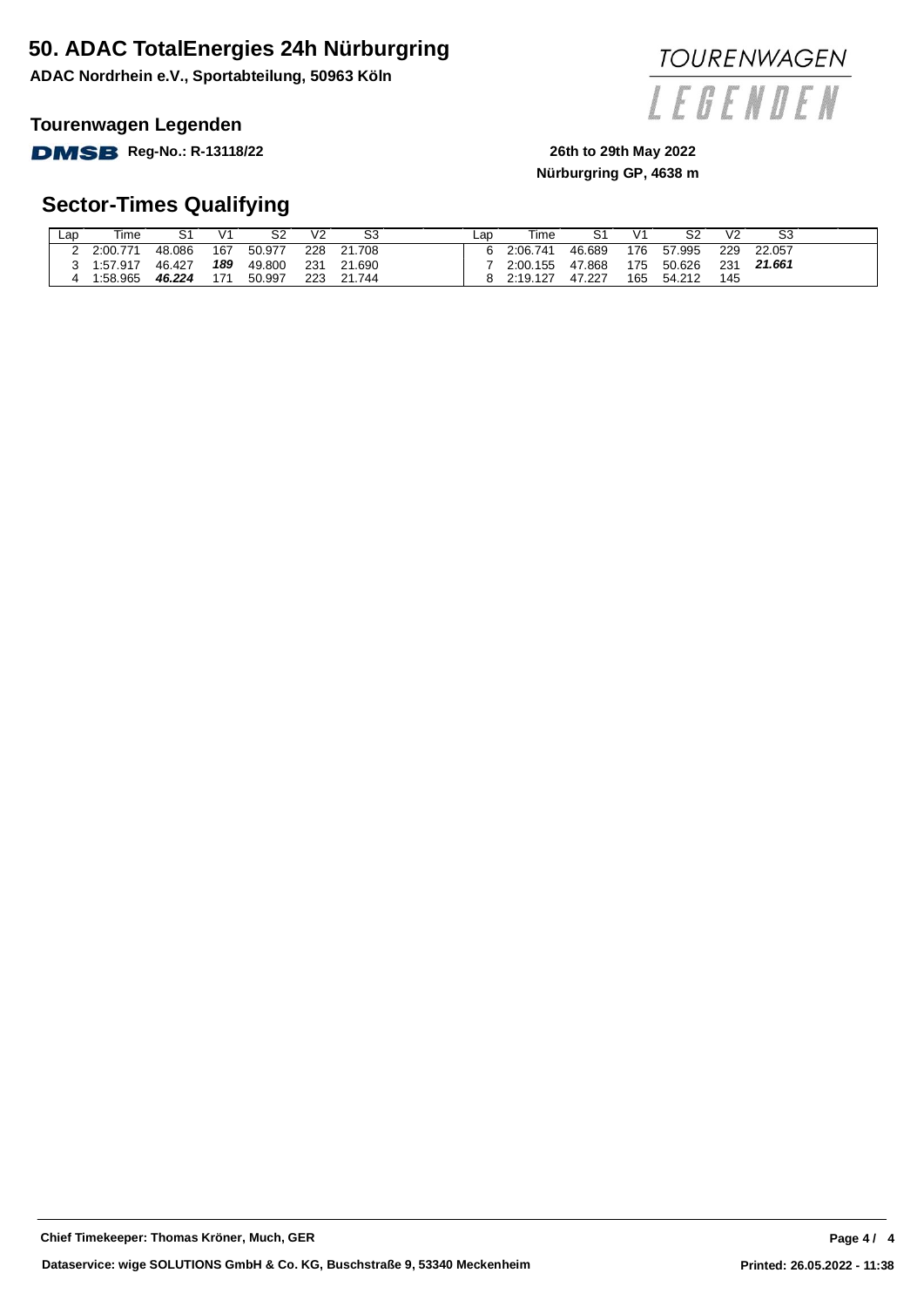# 50. ADAC TotalEnergies 24h Nürburgring

**ADAC Nordrhein e.V., Sportabteilung, 50963 Köln**

TOURENWAGEN LEGENDEN

## Tourenwagen Legenden

**DMSB Reg-No.: R-13118/22**

**26th to 29th May 2022**

**Nürburgring GP, 4638 m**

## Sector-Times Qualifying

| Lap | Time | S1 | V1 | S2 | V2 | S3 | Lap | Time | S1 | V1 | S2 | V2 | S3 |
|---|---|---|---|---|---|---|---|---|---|---|---|---|---|
| 2 | 2:00.771 | 48.086 | 167 | 50.977 | 228 | 21.708 | 6 | 2:06.741 | 46.689 | 176 | 57.995 | 229 | 22.057 |
| 3 | 1:57.917 | 46.427 | ***189*** | 49.800 | 231 | 21.690 | 7 | 2:00.155 | 47.868 | 175 | 50.626 | 231 | ***21.661*** |
| 4 | 1:58.965 | ***46.224*** | 171 | 50.997 | 223 | 21.744 | 8 | 2:19.127 | 47.227 | 165 | 54.212 | 145 | |

**Chief Timekeeper: Thomas Kröner, Much, GER**

**Dataservice: wige SOLUTIONS GmbH & Co. KG, Buschstraße 9, 53340 Meckenheim**

**Printed: 26.05.2022 - 11:38**